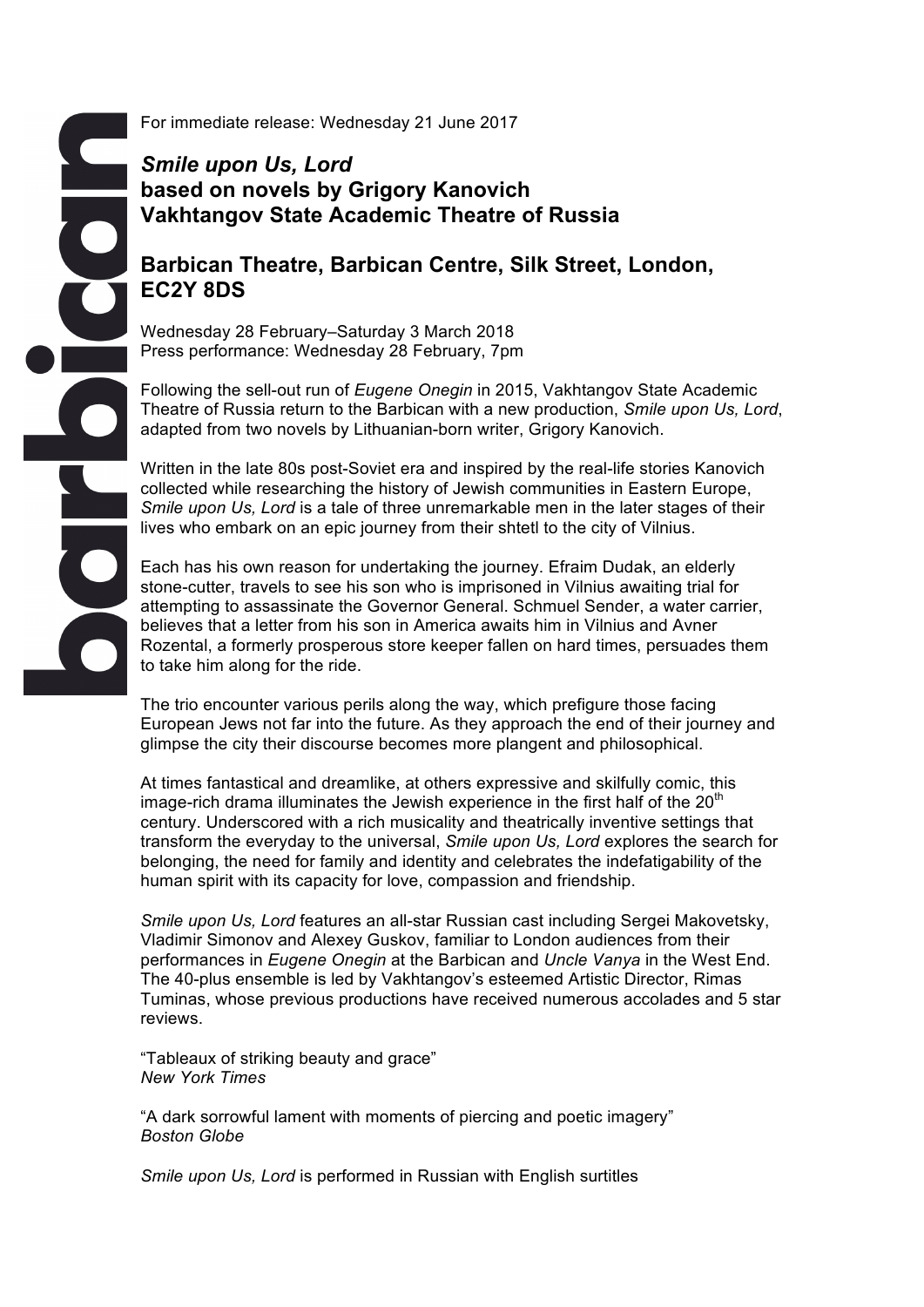For immediate release: Wednesday 21 June 2017

# *Smile upon Us, Lord*
# based on novels by Grigory Kanovich
# Vakhtangov State Academic Theatre of Russia

## Barbican Theatre, Barbican Centre, Silk Street, London, EC2Y 8DS

Wednesday 28 February–Saturday 3 March 2018
Press performance: Wednesday 28 February, 7pm

Following the sell-out run of *Eugene Onegin* in 2015, Vakhtangov State Academic Theatre of Russia return to the Barbican with a new production, *Smile upon Us, Lord*, adapted from two novels by Lithuanian-born writer, Grigory Kanovich.

Written in the late 80s post-Soviet era and inspired by the real-life stories Kanovich collected while researching the history of Jewish communities in Eastern Europe, *Smile upon Us, Lord* is a tale of three unremarkable men in the later stages of their lives who embark on an epic journey from their shtetl to the city of Vilnius.

Each has his own reason for undertaking the journey. Efraim Dudak, an elderly stone-cutter, travels to see his son who is imprisoned in Vilnius awaiting trial for attempting to assassinate the Governor General. Schmuel Sender, a water carrier, believes that a letter from his son in America awaits him in Vilnius and Avner Rozental, a formerly prosperous store keeper fallen on hard times, persuades them to take him along for the ride.

The trio encounter various perils along the way, which prefigure those facing European Jews not far into the future. As they approach the end of their journey and glimpse the city their discourse becomes more plangent and philosophical.

At times fantastical and dreamlike, at others expressive and skilfully comic, this image-rich drama illuminates the Jewish experience in the first half of the 20th century. Underscored with a rich musicality and theatrically inventive settings that transform the everyday to the universal, *Smile upon Us, Lord* explores the search for belonging, the need for family and identity and celebrates the indefatigability of the human spirit with its capacity for love, compassion and friendship.

*Smile upon Us, Lord* features an all-star Russian cast including Sergei Makovetsky, Vladimir Simonov and Alexey Guskov, familiar to London audiences from their performances in *Eugene Onegin* at the Barbican and *Uncle Vanya* in the West End. The 40-plus ensemble is led by Vakhtangov's esteemed Artistic Director, Rimas Tuminas, whose previous productions have received numerous accolades and 5 star reviews.

"Tableaux of striking beauty and grace"
*New York Times*

"A dark sorrowful lament with moments of piercing and poetic imagery"
*Boston Globe*

*Smile upon Us, Lord* is performed in Russian with English surtitles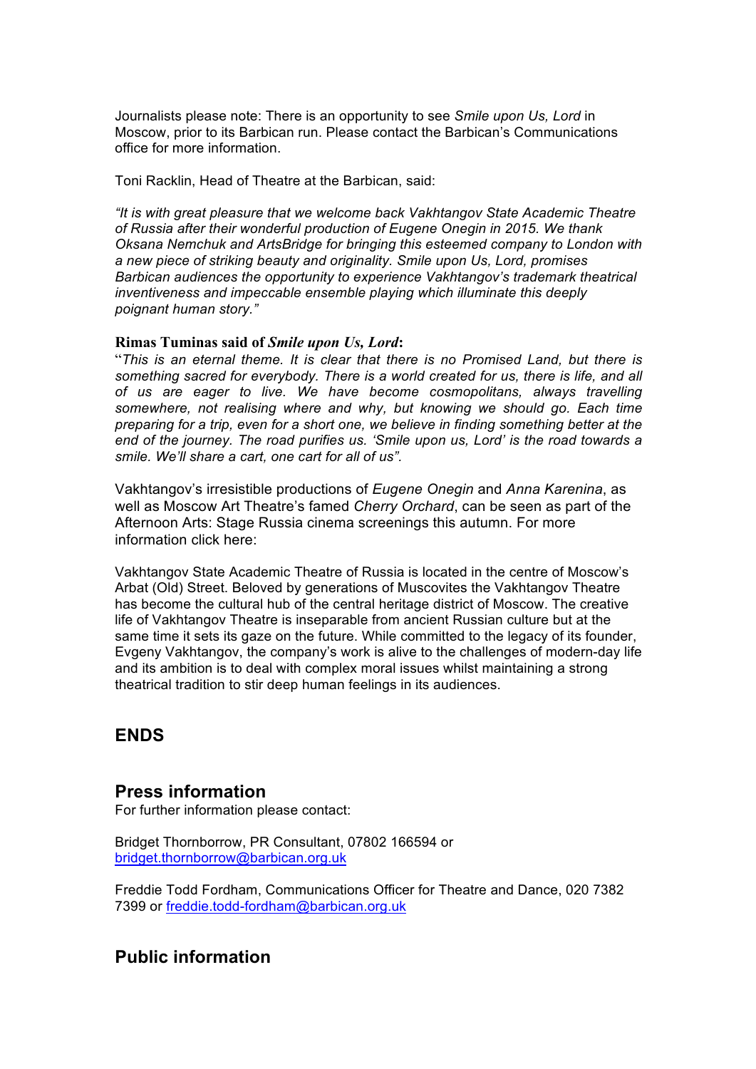Journalists please note: There is an opportunity to see *Smile upon Us, Lord* in Moscow, prior to its Barbican run. Please contact the Barbican's Communications office for more information.

Toni Racklin, Head of Theatre at the Barbican, said:

*"It is with great pleasure that we welcome back Vakhtangov State Academic Theatre of Russia after their wonderful production of Eugene Onegin in 2015. We thank Oksana Nemchuk and ArtsBridge for bringing this esteemed company to London with a new piece of striking beauty and originality. Smile upon Us, Lord, promises Barbican audiences the opportunity to experience Vakhtangov's trademark theatrical inventiveness and impeccable ensemble playing which illuminate this deeply poignant human story."*

**Rimas Tuminas said of *Smile upon Us, Lord*:**

"*This is an eternal theme. It is clear that there is no Promised Land, but there is something sacred for everybody. There is a world created for us, there is life, and all of us are eager to live. We have become cosmopolitans, always travelling somewhere, not realising where and why, but knowing we should go. Each time preparing for a trip, even for a short one, we believe in finding something better at the end of the journey. The road purifies us. 'Smile upon us, Lord' is the road towards a smile. We'll share a cart, one cart for all of us".*

Vakhtangov's irresistible productions of *Eugene Onegin* and *Anna Karenina*, as well as Moscow Art Theatre's famed *Cherry Orchard*, can be seen as part of the Afternoon Arts: Stage Russia cinema screenings this autumn. For more information click here:

Vakhtangov State Academic Theatre of Russia is located in the centre of Moscow's Arbat (Old) Street. Beloved by generations of Muscovites the Vakhtangov Theatre has become the cultural hub of the central heritage district of Moscow. The creative life of Vakhtangov Theatre is inseparable from ancient Russian culture but at the same time it sets its gaze on the future. While committed to the legacy of its founder, Evgeny Vakhtangov, the company's work is alive to the challenges of modern-day life and its ambition is to deal with complex moral issues whilst maintaining a strong theatrical tradition to stir deep human feelings in its audiences.

## ENDS

## Press information

For further information please contact:

Bridget Thornborrow, PR Consultant, 07802 166594 or bridget.thornborrow@barbican.org.uk

Freddie Todd Fordham, Communications Officer for Theatre and Dance, 020 7382 7399 or freddie.todd-fordham@barbican.org.uk

## Public information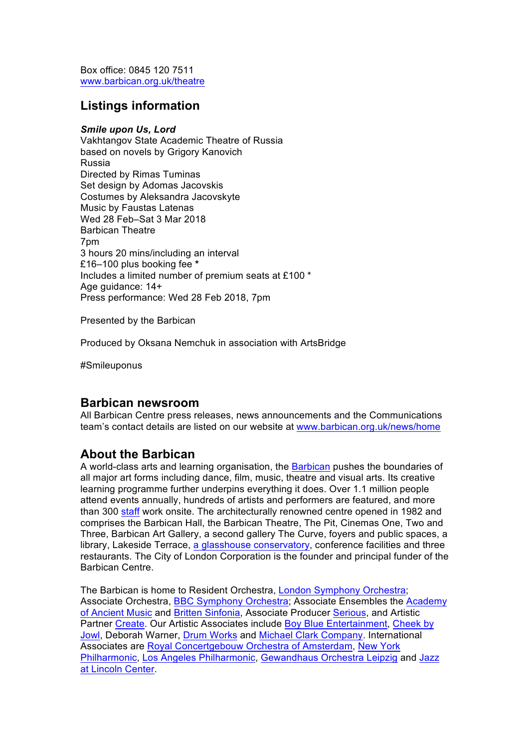Box office: 0845 120 7511
[www.barbican.org.uk/theatre](www.barbican.org.uk/theatre)

## Listings information

***Smile upon Us, Lord***
Vakhtangov State Academic Theatre of Russia
based on novels by Grigory Kanovich
Russia
Directed by Rimas Tuminas
Set design by Adomas Jacovskis
Costumes by Aleksandra Jacovskyte
Music by Faustas Latenas
Wed 28 Feb–Sat 3 Mar 2018
Barbican Theatre
7pm
3 hours 20 mins/including an interval
£16–100 plus booking fee *
Includes a limited number of premium seats at £100 *
Age guidance: 14+
Press performance: Wed 28 Feb 2018, 7pm

Presented by the Barbican

Produced by Oksana Nemchuk in association with ArtsBridge

#Smileuponus

## Barbican newsroom

All Barbican Centre press releases, news announcements and the Communications team's contact details are listed on our website at [www.barbican.org.uk/news/home](www.barbican.org.uk/news/home)

## About the Barbican

A world-class arts and learning organisation, the Barbican pushes the boundaries of all major art forms including dance, film, music, theatre and visual arts. Its creative learning programme further underpins everything it does. Over 1.1 million people attend events annually, hundreds of artists and performers are featured, and more than 300 staff work onsite. The architecturally renowned centre opened in 1982 and comprises the Barbican Hall, the Barbican Theatre, The Pit, Cinemas One, Two and Three, Barbican Art Gallery, a second gallery The Curve, foyers and public spaces, a library, Lakeside Terrace, a glasshouse conservatory, conference facilities and three restaurants. The City of London Corporation is the founder and principal funder of the Barbican Centre.

The Barbican is home to Resident Orchestra, London Symphony Orchestra; Associate Orchestra, BBC Symphony Orchestra; Associate Ensembles the Academy of Ancient Music and Britten Sinfonia, Associate Producer Serious, and Artistic Partner Create. Our Artistic Associates include Boy Blue Entertainment, Cheek by Jowl, Deborah Warner, Drum Works and Michael Clark Company. International Associates are Royal Concertgebouw Orchestra of Amsterdam, New York Philharmonic, Los Angeles Philharmonic, Gewandhaus Orchestra Leipzig and Jazz at Lincoln Center.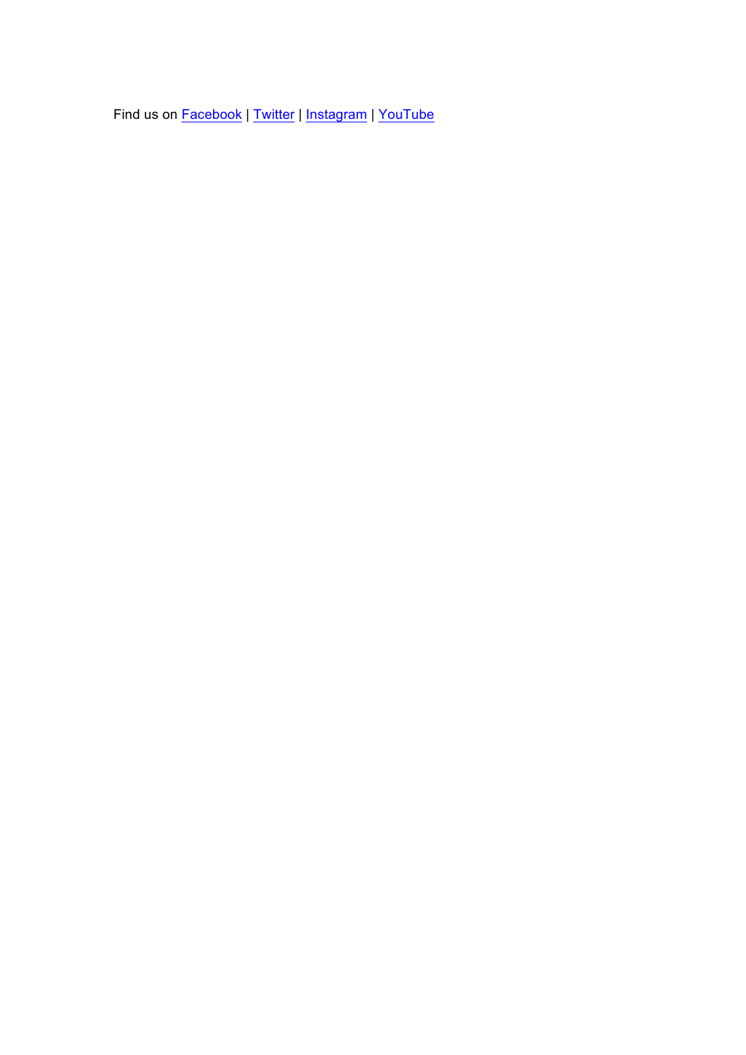Find us on Facebook | Twitter | Instagram | YouTube